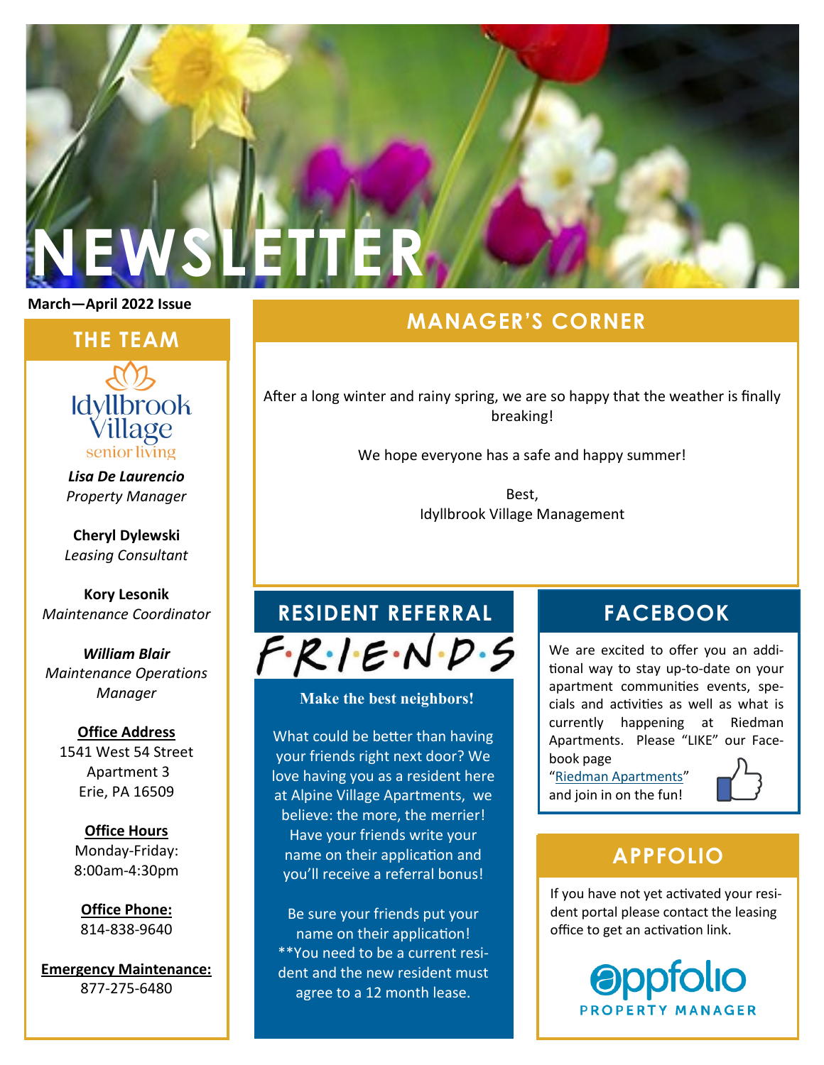# NEWSLETTER

**March—April 2022 Issue**

## THE TEAM

Idyllbrook Village senior living

***Lisa De Laurencio***
*Property Manager*

**Cheryl Dylewski**
*Leasing Consultant*

**Kory Lesonik**
*Maintenance Coordinator*

***William Blair***
*Maintenance Operations Manager*

**Office Address**
1541 West 54 Street
Apartment 3
Erie, PA 16509

**Office Hours**
Monday-Friday:
8:00am-4:30pm

**Office Phone:**
814-838-9640

**Emergency Maintenance:**
877-275-6480

## MANAGER'S CORNER

After a long winter and rainy spring, we are so happy that the weather is finally breaking!

We hope everyone has a safe and happy summer!

Best,
Idyllbrook Village Management

## RESIDENT REFERRAL

F·R·I·E·N·D·S

**Make the best neighbors!**

What could be better than having your friends right next door? We love having you as a resident here at Alpine Village Apartments, we believe: the more, the merrier! Have your friends write your name on their application and you'll receive a referral bonus!

Be sure your friends put your name on their application! **You need to be a current resident and the new resident must agree to a 12 month lease.

## FACEBOOK

We are excited to offer you an additional way to stay up-to-date on your apartment communities events, specials and activities as well as what is currently happening at Riedman Apartments. Please "LIKE" our Facebook page "Riedman Apartments" and join in on the fun!

## APPFOLIO

If you have not yet activated your resident portal please contact the leasing office to get an activation link.

appfolio PROPERTY MANAGER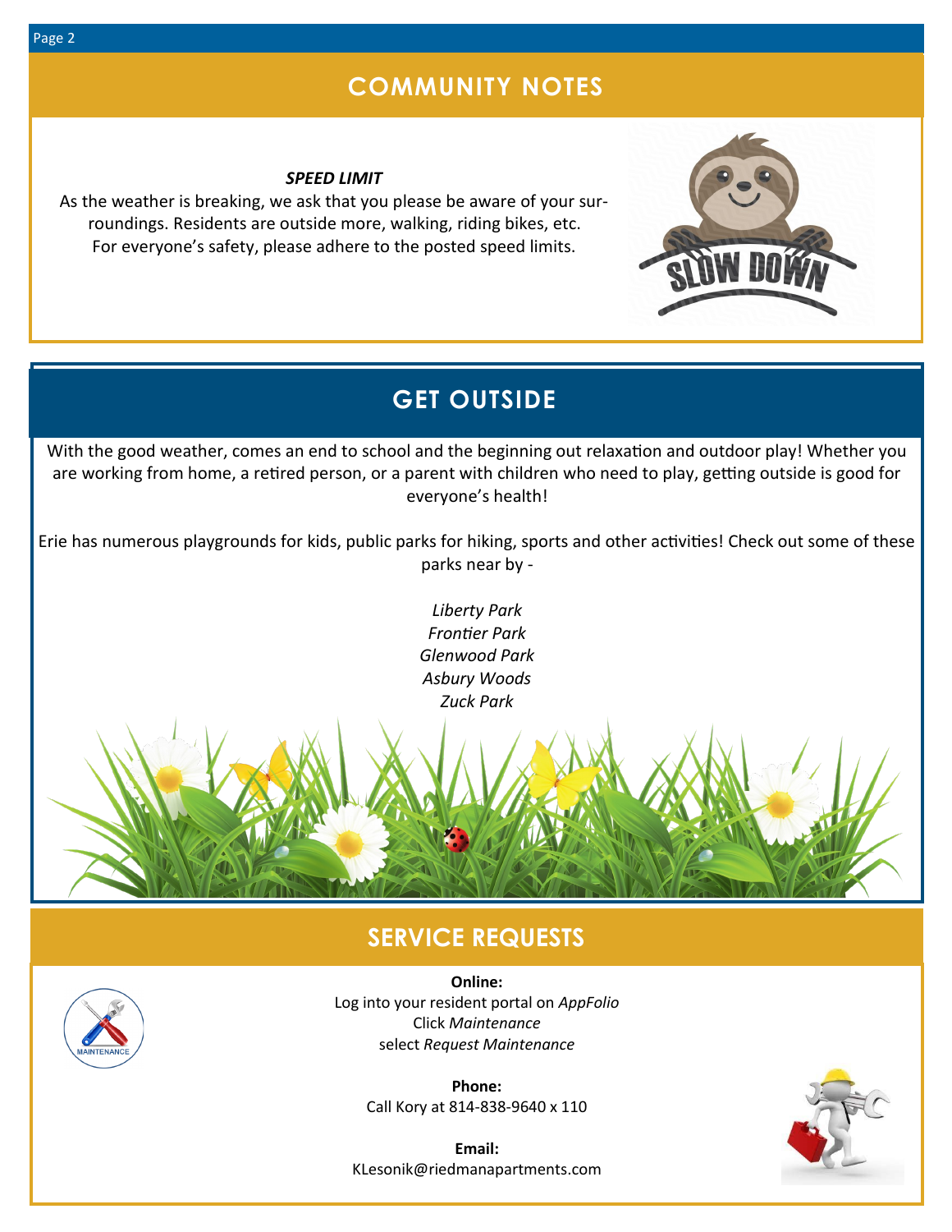## COMMUNITY NOTES

***SPEED LIMIT***

As the weather is breaking, we ask that you please be aware of your surroundings. Residents are outside more, walking, riding bikes, etc. For everyone's safety, please adhere to the posted speed limits.

## GET OUTSIDE

With the good weather, comes an end to school and the beginning out relaxation and outdoor play! Whether you are working from home, a retired person, or a parent with children who need to play, getting outside is good for everyone's health!

Erie has numerous playgrounds for kids, public parks for hiking, sports and other activities! Check out some of these parks near by -

*Liberty Park*
*Frontier Park*
*Glenwood Park*
*Asbury Woods*
*Zuck Park*

## SERVICE REQUESTS

**Online:**
Log into your resident portal on *AppFolio*
Click *Maintenance*
select *Request Maintenance*

**Phone:**
Call Kory at 814-838-9640 x 110

**Email:**
KLesonik@riedmanapartments.com